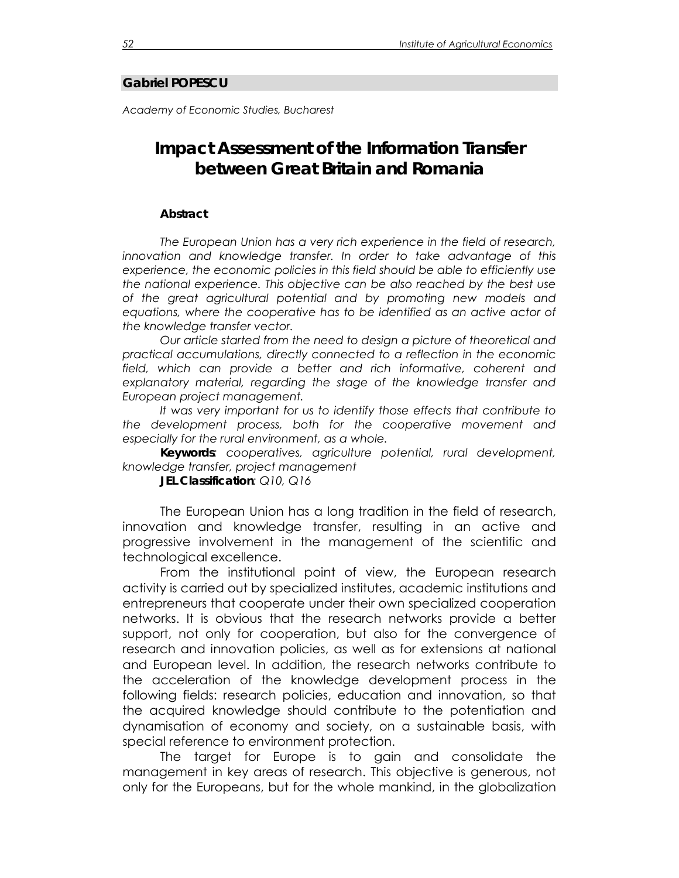**Gabriel POPESCU**

*Academy of Economic Studies, Bucharest*

# Impact Assessment of the Information Transfer between Great Britain and Romania

**Abstract**

*The European Union has a very rich experience in the field of research, innovation and knowledge transfer. In order to take advantage of this experience, the economic policies in this field should be able to efficiently use the national experience. This objective can be also reached by the best use of the great agricultural potential and by promoting new models and equations, where the cooperative has to be identified as an active actor of the knowledge transfer vector.*

*Our article started from the need to design a picture of theoretical and practical accumulations, directly connected to a reflection in the economic field, which can provide a better and rich informative, coherent and explanatory material, regarding the stage of the knowledge transfer and European project management.*

*It was very important for us to identify those effects that contribute to the development process, both for the cooperative movement and especially for the rural environment, as a whole.*

**Keywords**: *cooperatives, agriculture potential, rural development, knowledge transfer, project management*

**JEL Classification**: *Q10, Q16*

The European Union has a long tradition in the field of research, innovation and knowledge transfer, resulting in an active and progressive involvement in the management of the scientific and technological excellence.

From the institutional point of view, the European research activity is carried out by specialized institutes, academic institutions and entrepreneurs that cooperate under their own specialized cooperation networks. It is obvious that the research networks provide a better support, not only for cooperation, but also for the convergence of research and innovation policies, as well as for extensions at national and European level. In addition, the research networks contribute to the acceleration of the knowledge development process in the following fields: research policies, education and innovation, so that the acquired knowledge should contribute to the potentiation and dynamisation of economy and society, on a sustainable basis, with special reference to environment protection.

The target for Europe is to gain and consolidate the management in key areas of research. This objective is generous, not only for the Europeans, but for the whole mankind, in the globalization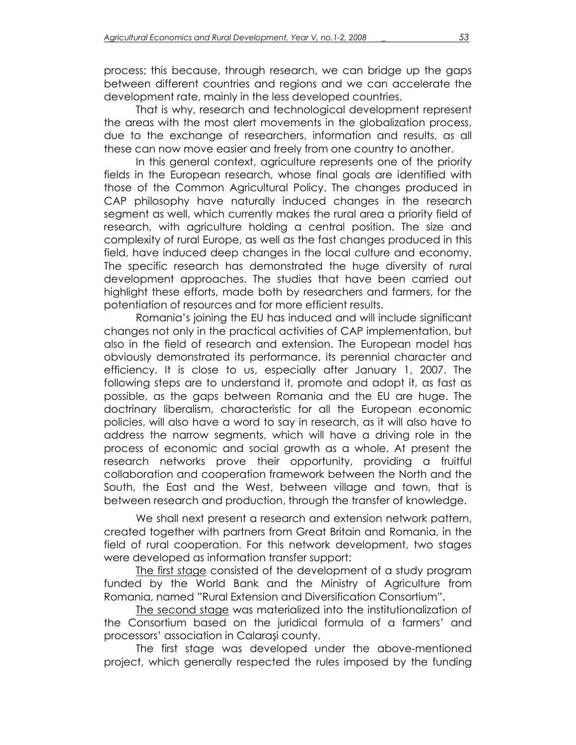process; this because, through research, we can bridge up the gaps between different countries and regions and we can accelerate the development rate, mainly in the less developed countries.

That is why, research and technological development represent the areas with the most alert movements in the globalization process, due to the exchange of researchers, information and results, as all these can now move easier and freely from one country to another.

In this general context, agriculture represents one of the priority fields in the European research, whose final goals are identified with those of the Common Agricultural Policy. The changes produced in CAP philosophy have naturally induced changes in the research segment as well, which currently makes the rural area a priority field of research, with agriculture holding a central position. The size and complexity of rural Europe, as well as the fast changes produced in this field, have induced deep changes in the local culture and economy. The specific research has demonstrated the huge diversity of rural development approaches. The studies that have been carried out highlight these efforts, made both by researchers and farmers, for the potentiation of resources and for more efficient results.

Romania's joining the EU has induced and will include significant changes not only in the practical activities of CAP implementation, but also in the field of research and extension. The European model has obviously demonstrated its performance, its perennial character and efficiency. It is close to us, especially after January 1, 2007. The following steps are to understand it, promote and adopt it, as fast as possible, as the gaps between Romania and the EU are huge. The doctrinary liberalism, characteristic for all the European economic policies, will also have a word to say in research, as it will also have to address the narrow segments, which will have a driving role in the process of economic and social growth as a whole. At present the research networks prove their opportunity, providing a fruitful collaboration and cooperation framework between the North and the South, the East and the West, between village and town, that is between research and production, through the transfer of knowledge.

We shall next present a research and extension network pattern, created together with partners from Great Britain and Romania, in the field of rural cooperation. For this network development, two stages were developed as information transfer support:

<u>The first stage</u> consisted of the development of a study program funded by the World Bank and the Ministry of Agriculture from Romania, named "Rural Extension and Diversification Consortium".

<u>The second stage</u> was materialized into the institutionalization of the Consortium based on the juridical formula of a farmers' and processors' association in Calaraşi county.

The first stage was developed under the above-mentioned project, which generally respected the rules imposed by the funding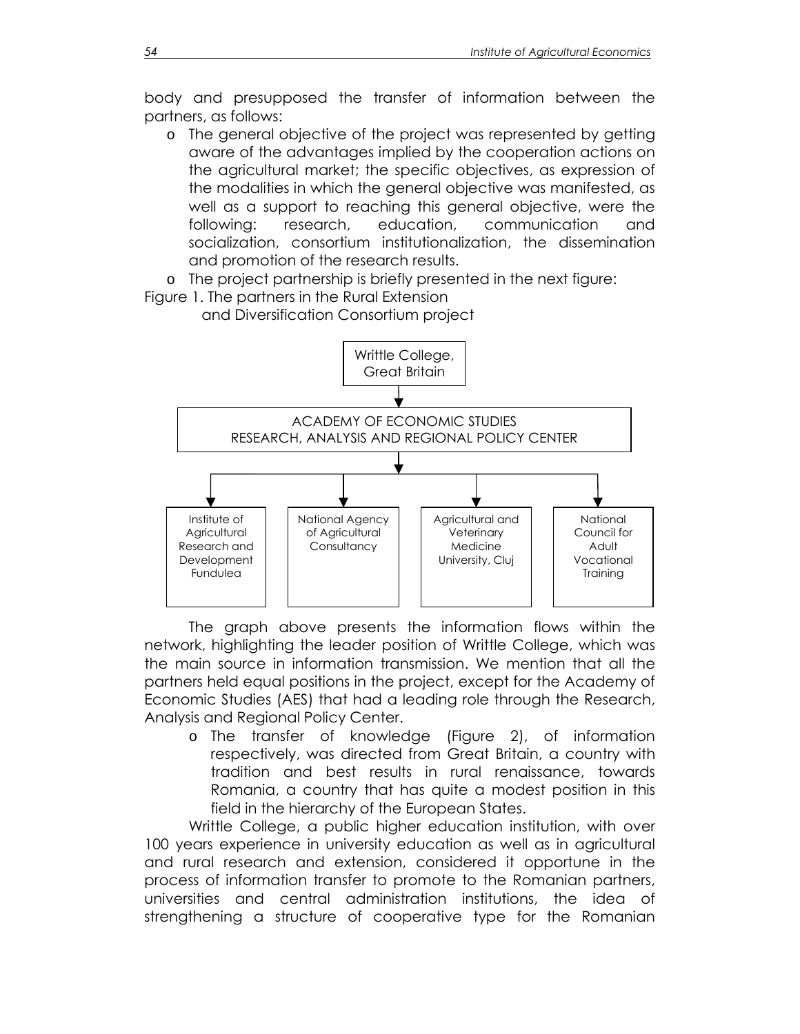body and presupposed the transfer of information between the partners, as follows:

- The general objective of the project was represented by getting aware of the advantages implied by the cooperation actions on the agricultural market; the specific objectives, as expression of the modalities in which the general objective was manifested, as well as a support to reaching this general objective, were the following: research, education, communication and socialization, consortium institutionalization, the dissemination and promotion of the research results.
- The project partnership is briefly presented in the next figure:

Figure 1. The partners in the Rural Extension and Diversification Consortium project

Writtle College, Great Britain

ACADEMY OF ECONOMIC STUDIES
RESEARCH, ANALYSIS AND REGIONAL POLICY CENTER

Institute of Agricultural Research and Development Fundulea | National Agency of Agricultural Consultancy | Agricultural and Veterinary Medicine University, Cluj | National Council for Adult Vocational Training

The graph above presents the information flows within the network, highlighting the leader position of Writtle College, which was the main source in information transmission. We mention that all the partners held equal positions in the project, except for the Academy of Economic Studies (AES) that had a leading role through the Research, Analysis and Regional Policy Center.

- The transfer of knowledge (Figure 2), of information respectively, was directed from Great Britain, a country with tradition and best results in rural renaissance, towards Romania, a country that has quite a modest position in this field in the hierarchy of the European States.

Writtle College, a public higher education institution, with over 100 years experience in university education as well as in agricultural and rural research and extension, considered it opportune in the process of information transfer to promote to the Romanian partners, universities and central administration institutions, the idea of strengthening a structure of cooperative type for the Romanian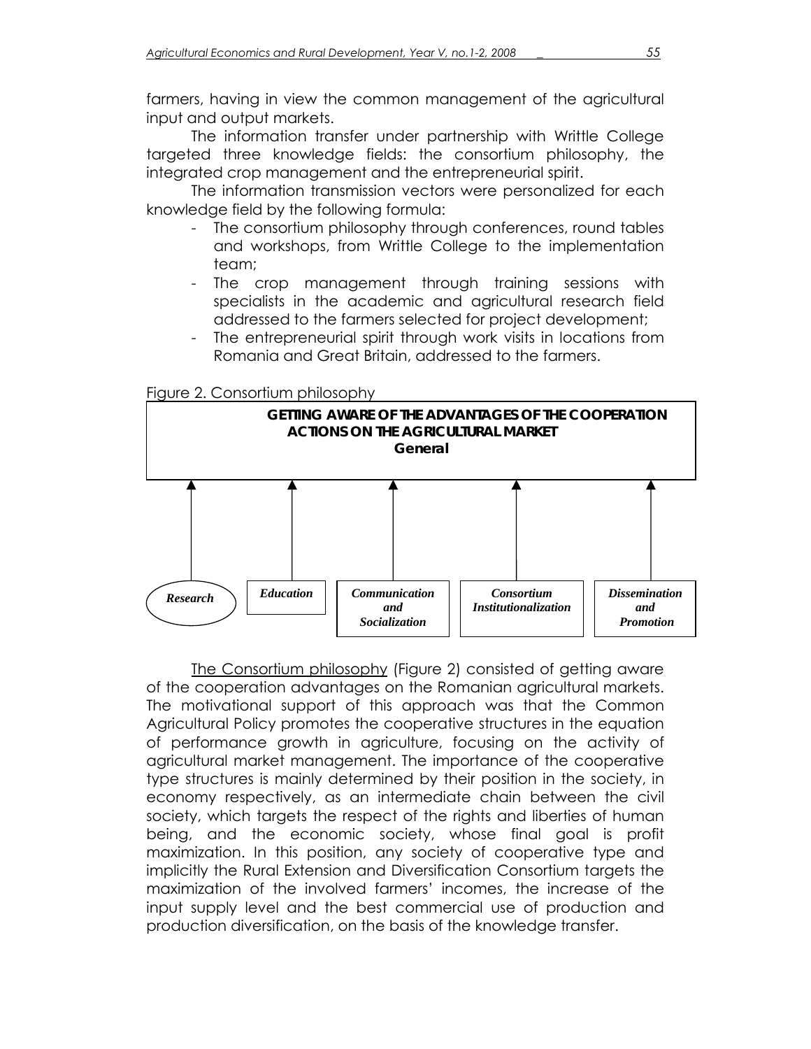farmers, having in view the common management of the agricultural input and output markets.

The information transfer under partnership with Writtle College targeted three knowledge fields: the consortium philosophy, the integrated crop management and the entrepreneurial spirit.

The information transmission vectors were personalized for each knowledge field by the following formula:

- The consortium philosophy through conferences, round tables and workshops, from Writtle College to the implementation team;
- The crop management through training sessions with specialists in the academic and agricultural research field addressed to the farmers selected for project development;
- The entrepreneurial spirit through work visits in locations from Romania and Great Britain, addressed to the farmers.

Figure 2. Consortium philosophy

**GETTING AWARE OF THE ADVANTAGES OF THE COOPERATION ACTIONS ON THE AGRICULTURAL MARKET**
**General**

*Research* | *Education* | *Communication and Socialization* | *Consortium Institutionalization* | *Dissemination and Promotion*

The Consortium philosophy (Figure 2) consisted of getting aware of the cooperation advantages on the Romanian agricultural markets. The motivational support of this approach was that the Common Agricultural Policy promotes the cooperative structures in the equation of performance growth in agriculture, focusing on the activity of agricultural market management. The importance of the cooperative type structures is mainly determined by their position in the society, in economy respectively, as an intermediate chain between the civil society, which targets the respect of the rights and liberties of human being, and the economic society, whose final goal is profit maximization. In this position, any society of cooperative type and implicitly the Rural Extension and Diversification Consortium targets the maximization of the involved farmers' incomes, the increase of the input supply level and the best commercial use of production and production diversification, on the basis of the knowledge transfer.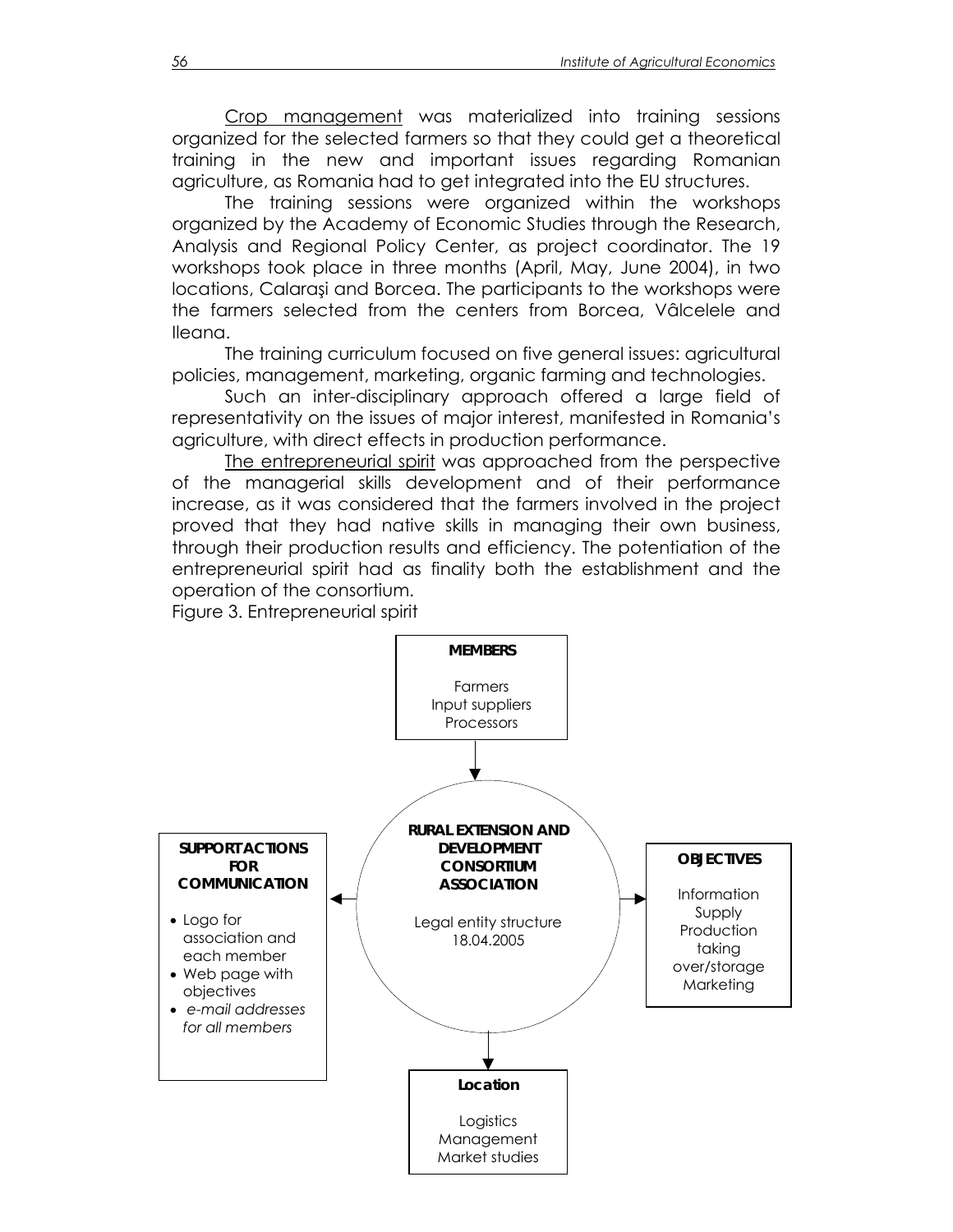Crop management was materialized into training sessions organized for the selected farmers so that they could get a theoretical training in the new and important issues regarding Romanian agriculture, as Romania had to get integrated into the EU structures.

The training sessions were organized within the workshops organized by the Academy of Economic Studies through the Research, Analysis and Regional Policy Center, as project coordinator. The 19 workshops took place in three months (April, May, June 2004), in two locations, Calaraşi and Borcea. The participants to the workshops were the farmers selected from the centers from Borcea, Vâlcelele and Ileana.

The training curriculum focused on five general issues: agricultural policies, management, marketing, organic farming and technologies.

Such an inter-disciplinary approach offered a large field of representativity on the issues of major interest, manifested in Romania's agriculture, with direct effects in production performance.

The entrepreneurial spirit was approached from the perspective of the managerial skills development and of their performance increase, as it was considered that the farmers involved in the project proved that they had native skills in managing their own business, through their production results and efficiency. The potentiation of the entrepreneurial spirit had as finality both the establishment and the operation of the consortium.

Figure 3. Entrepreneurial spirit

**MEMBERS**

Farmers
Input suppliers
Processors

**RURAL EXTENSION AND DEVELOPMENT CONSORTIUM ASSOCIATION**

Legal entity structure
18.04.2005

**SUPPORT ACTIONS FOR COMMUNICATION**

- Logo for association and each member
- Web page with objectives
- *e-mail addresses for all members*

**OBJECTIVES**

Information
Supply
Production taking over/storage
Marketing

**Location**

Logistics
Management
Market studies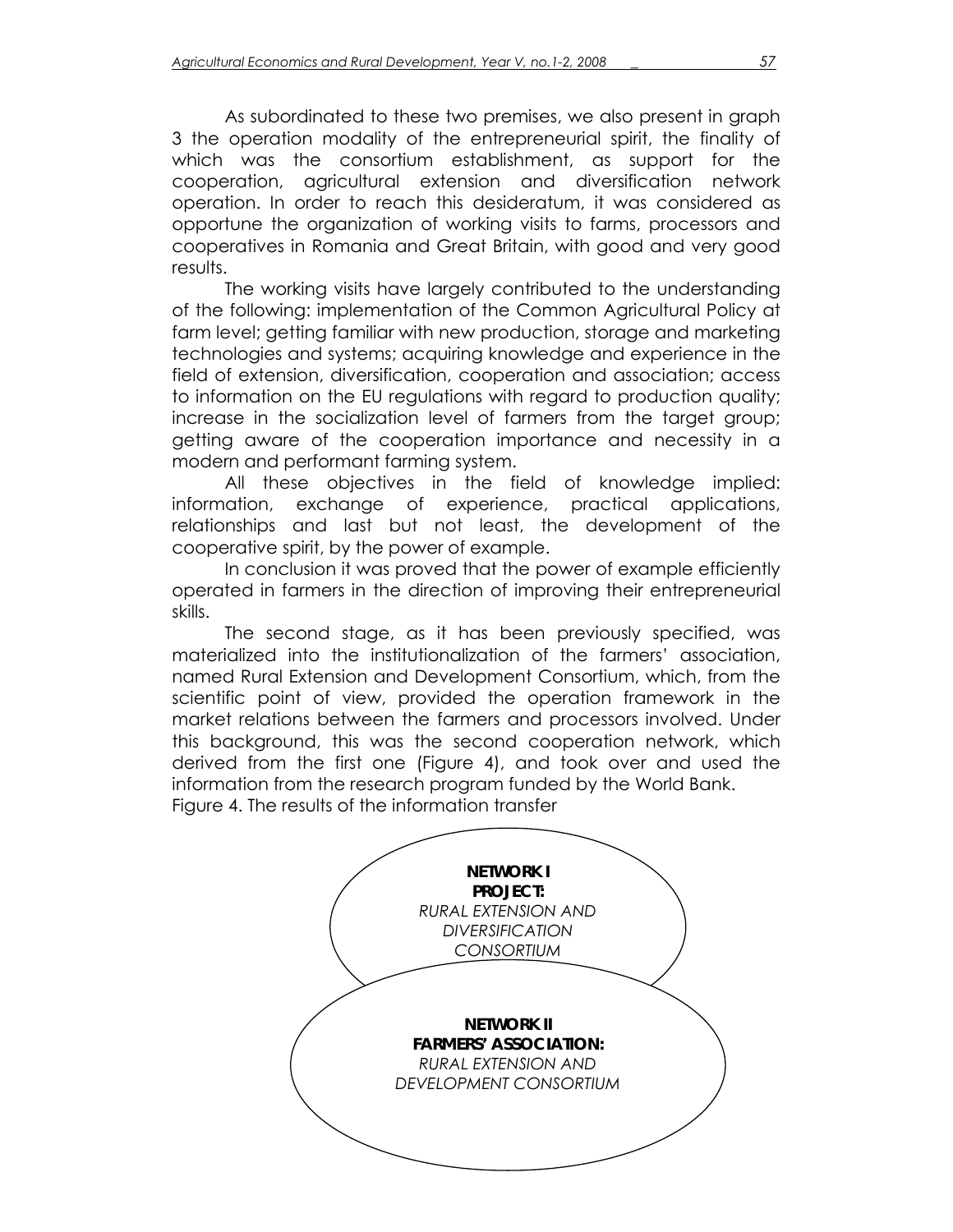As subordinated to these two premises, we also present in graph 3 the operation modality of the entrepreneurial spirit, the finality of which was the consortium establishment, as support for the cooperation, agricultural extension and diversification network operation. In order to reach this desideratum, it was considered as opportune the organization of working visits to farms, processors and cooperatives in Romania and Great Britain, with good and very good results.

The working visits have largely contributed to the understanding of the following: implementation of the Common Agricultural Policy at farm level; getting familiar with new production, storage and marketing technologies and systems; acquiring knowledge and experience in the field of extension, diversification, cooperation and association; access to information on the EU regulations with regard to production quality; increase in the socialization level of farmers from the target group; getting aware of the cooperation importance and necessity in a modern and performant farming system.

All these objectives in the field of knowledge implied: information, exchange of experience, practical applications, relationships and last but not least, the development of the cooperative spirit, by the power of example.

In conclusion it was proved that the power of example efficiently operated in farmers in the direction of improving their entrepreneurial skills.

The second stage, as it has been previously specified, was materialized into the institutionalization of the farmers' association, named Rural Extension and Development Consortium, which, from the scientific point of view, provided the operation framework in the market relations between the farmers and processors involved. Under this background, this was the second cooperation network, which derived from the first one (Figure 4), and took over and used the information from the research program funded by the World Bank.

Figure 4. The results of the information transfer

**NETWORK I**
**PROJECT:**
*RURAL EXTENSION AND DIVERSIFICATION CONSORTIUM*

**NETWORK II**
**FARMERS' ASSOCIATION:**
*RURAL EXTENSION AND DEVELOPMENT CONSORTIUM*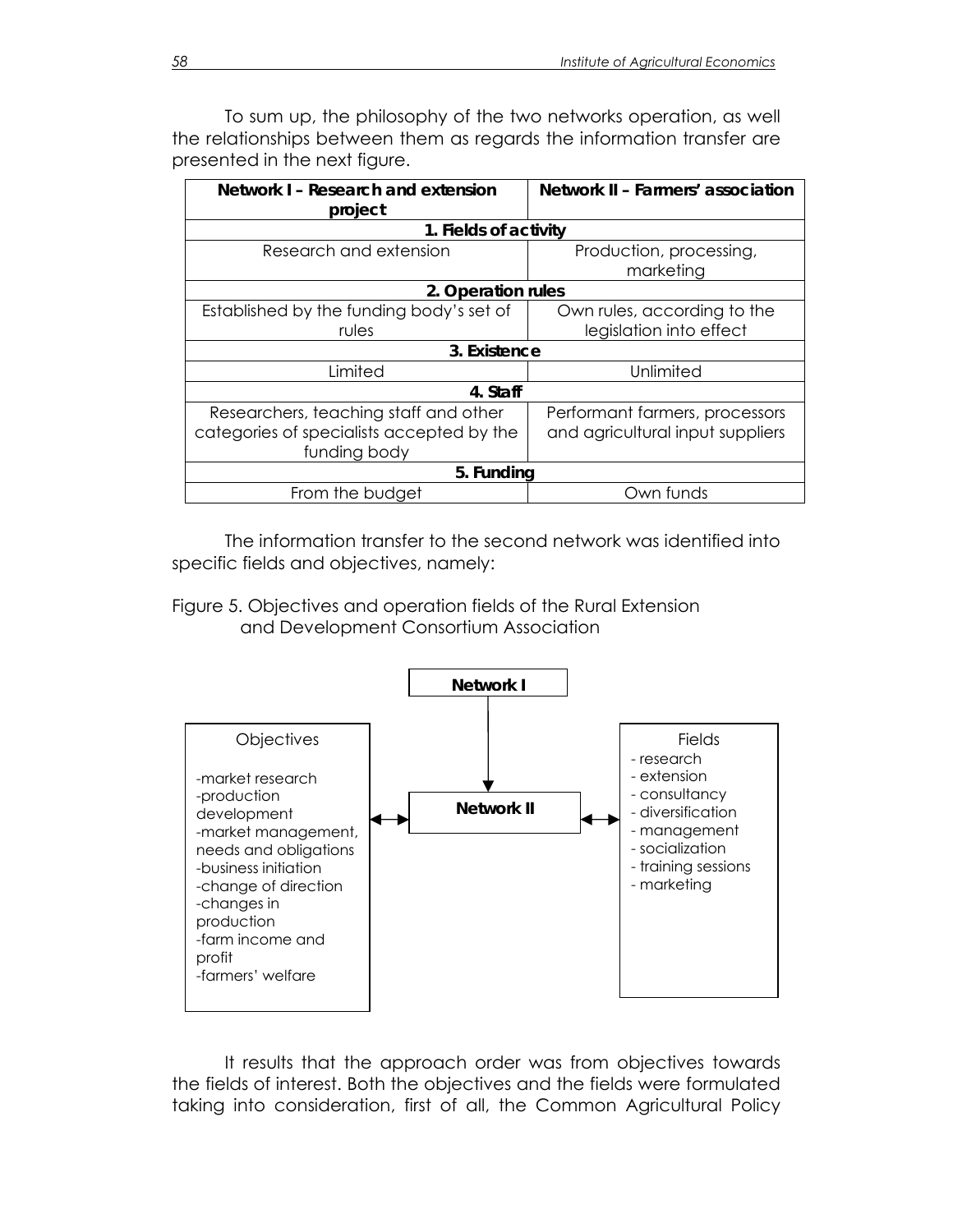To sum up, the philosophy of the two networks operation, as well the relationships between them as regards the information transfer are presented in the next figure.

| Network I – Research and extension project | Network II – Farmers' association |
|---|---|
| **1. Fields of activity** | |
| Research and extension | Production, processing, marketing |
| **2. Operation rules** | |
| Established by the funding body's set of rules | Own rules, according to the legislation into effect |
| **3. Existence** | |
| Limited | Unlimited |
| **4. Staff** | |
| Researchers, teaching staff and other categories of specialists accepted by the funding body | Performant farmers, processors and agricultural input suppliers |
| **5. Funding** | |
| From the budget | Own funds |

The information transfer to the second network was identified into specific fields and objectives, namely:

Figure 5. Objectives and operation fields of the Rural Extension and Development Consortium Association

**Network I** → **Network II**

Objectives ↔ **Network II** ↔ Fields

Objectives
- market research
- production development
- market management, needs and obligations
- business initiation
- change of direction
- changes in production
- farm income and profit
- farmers' welfare

Fields
- research
- extension
- consultancy
- diversification
- management
- socialization
- training sessions
- marketing

It results that the approach order was from objectives towards the fields of interest. Both the objectives and the fields were formulated taking into consideration, first of all, the Common Agricultural Policy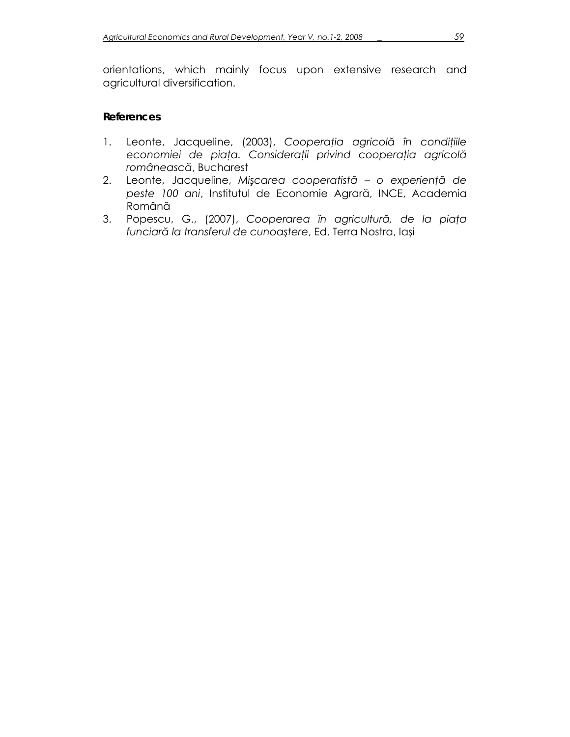orientations, which mainly focus upon extensive research and agricultural diversification.

**References**

1. Leonte, Jacqueline, (2003), *Cooperația agricolă în condițiile economiei de piața. Considerații privind cooperația agricolă românească*, Bucharest
2. Leonte, Jacqueline, *Mişcarea cooperatistă – o experiență de peste 100 ani*, Institutul de Economie Agrară, INCE, Academia Română
3. Popescu, G., (2007), *Cooperarea în agricultură, de la piața funciară la transferul de cunoaştere*, Ed. Terra Nostra, Iaşi